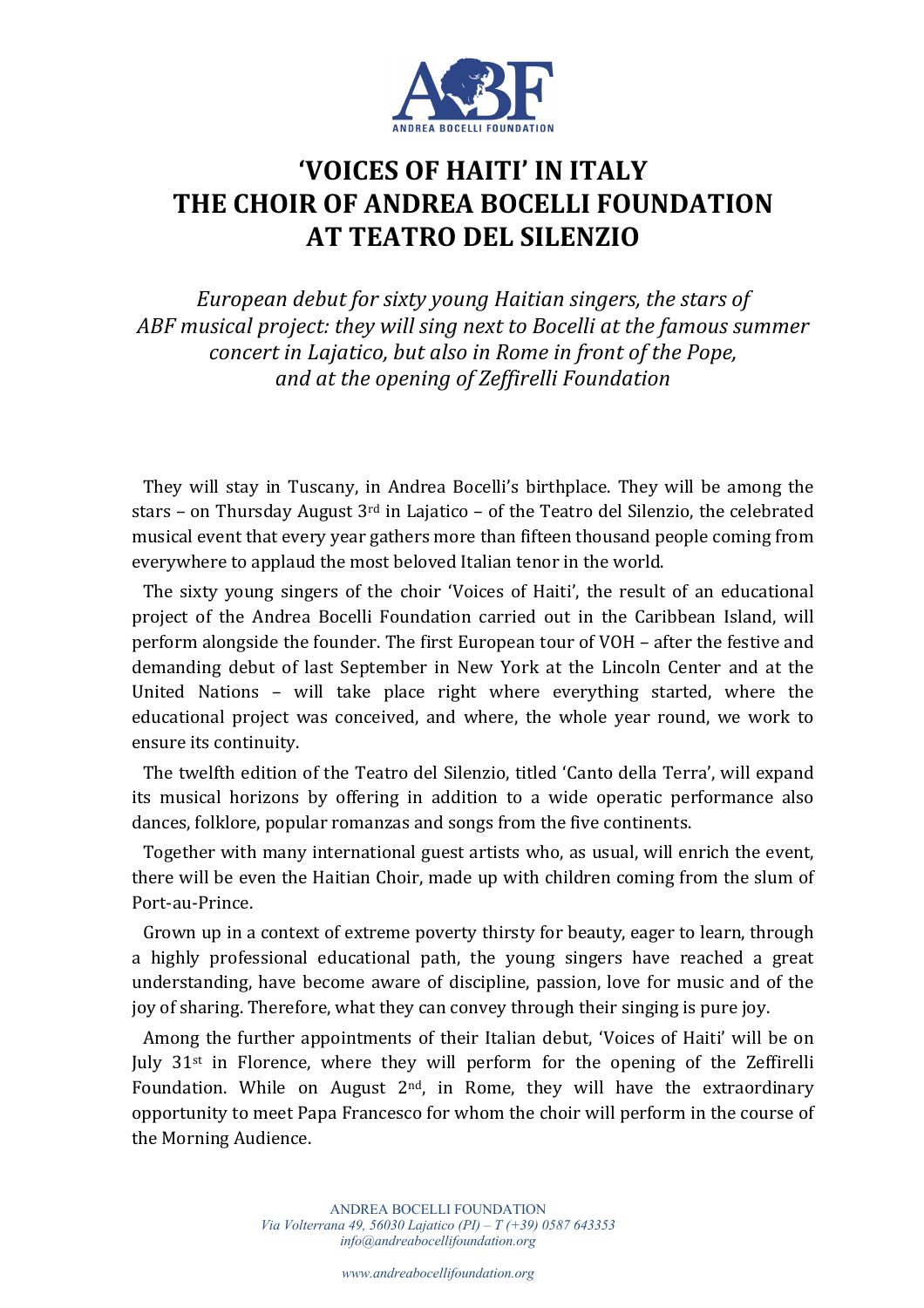# 'VOICES OF HAITI' IN ITALY
# THE CHOIR OF ANDREA BOCELLI FOUNDATION AT TEATRO DEL SILENZIO

*European debut for sixty young Haitian singers, the stars of ABF musical project: they will sing next to Bocelli at the famous summer concert in Lajatico, but also in Rome in front of the Pope, and at the opening of Zeffirelli Foundation*

They will stay in Tuscany, in Andrea Bocelli's birthplace. They will be among the stars – on Thursday August 3rd in Lajatico – of the Teatro del Silenzio, the celebrated musical event that every year gathers more than fifteen thousand people coming from everywhere to applaud the most beloved Italian tenor in the world.

The sixty young singers of the choir 'Voices of Haiti', the result of an educational project of the Andrea Bocelli Foundation carried out in the Caribbean Island, will perform alongside the founder. The first European tour of VOH – after the festive and demanding debut of last September in New York at the Lincoln Center and at the United Nations – will take place right where everything started, where the educational project was conceived, and where, the whole year round, we work to ensure its continuity.

The twelfth edition of the Teatro del Silenzio, titled 'Canto della Terra', will expand its musical horizons by offering in addition to a wide operatic performance also dances, folklore, popular romanzas and songs from the five continents.

Together with many international guest artists who, as usual, will enrich the event, there will be even the Haitian Choir, made up with children coming from the slum of Port-au-Prince.

Grown up in a context of extreme poverty thirsty for beauty, eager to learn, through a highly professional educational path, the young singers have reached a great understanding, have become aware of discipline, passion, love for music and of the joy of sharing. Therefore, what they can convey through their singing is pure joy.

Among the further appointments of their Italian debut, 'Voices of Haiti' will be on July 31st in Florence, where they will perform for the opening of the Zeffirelli Foundation. While on August 2nd, in Rome, they will have the extraordinary opportunity to meet Papa Francesco for whom the choir will perform in the course of the Morning Audience.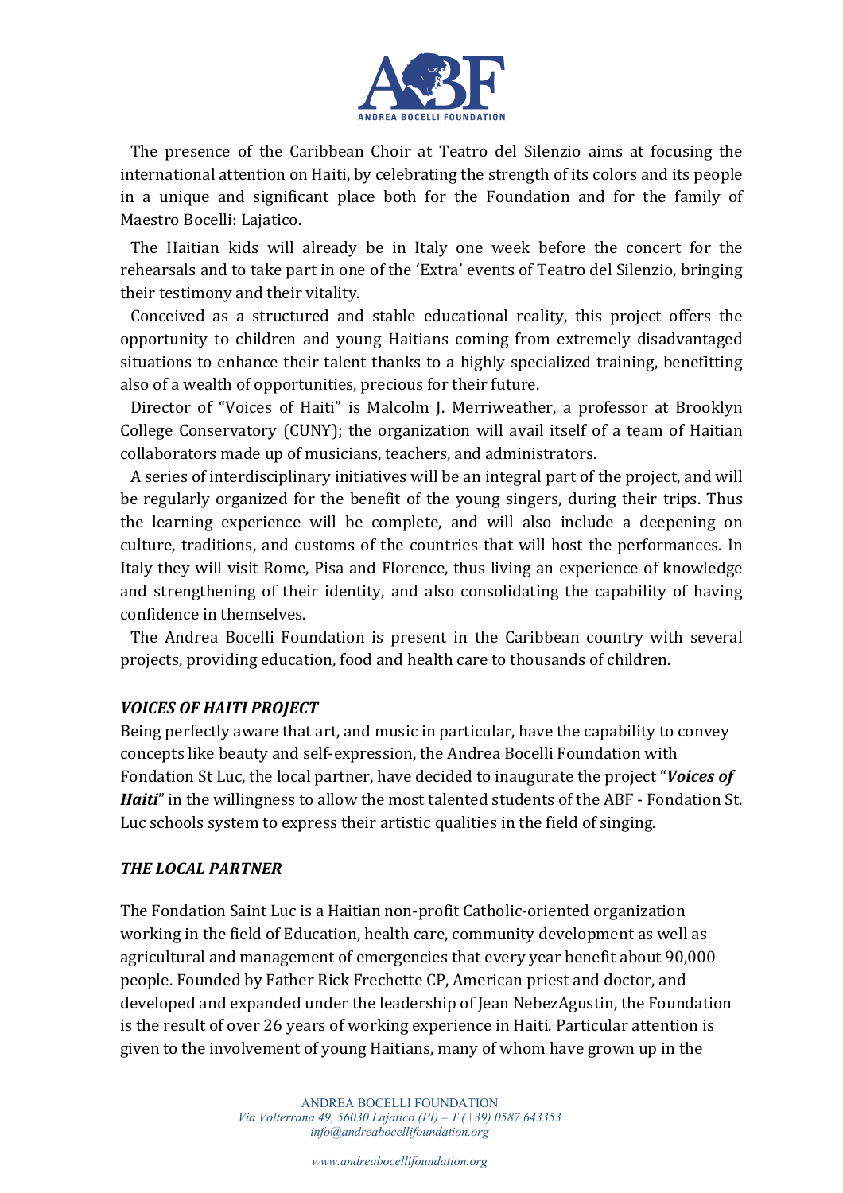The presence of the Caribbean Choir at Teatro del Silenzio aims at focusing the international attention on Haiti, by celebrating the strength of its colors and its people in a unique and significant place both for the Foundation and for the family of Maestro Bocelli: Lajatico.

The Haitian kids will already be in Italy one week before the concert for the rehearsals and to take part in one of the 'Extra' events of Teatro del Silenzio, bringing their testimony and their vitality.

Conceived as a structured and stable educational reality, this project offers the opportunity to children and young Haitians coming from extremely disadvantaged situations to enhance their talent thanks to a highly specialized training, benefitting also of a wealth of opportunities, precious for their future.

Director of "Voices of Haiti" is Malcolm J. Merriweather, a professor at Brooklyn College Conservatory (CUNY); the organization will avail itself of a team of Haitian collaborators made up of musicians, teachers, and administrators.

A series of interdisciplinary initiatives will be an integral part of the project, and will be regularly organized for the benefit of the young singers, during their trips. Thus the learning experience will be complete, and will also include a deepening on culture, traditions, and customs of the countries that will host the performances. In Italy they will visit Rome, Pisa and Florence, thus living an experience of knowledge and strengthening of their identity, and also consolidating the capability of having confidence in themselves.

The Andrea Bocelli Foundation is present in the Caribbean country with several projects, providing education, food and health care to thousands of children.

### *VOICES OF HAITI PROJECT*

Being perfectly aware that art, and music in particular, have the capability to convey concepts like beauty and self-expression, the Andrea Bocelli Foundation with Fondation St Luc, the local partner, have decided to inaugurate the project "***Voices of Haiti***" in the willingness to allow the most talented students of the ABF - Fondation St. Luc schools system to express their artistic qualities in the field of singing.

### *THE LOCAL PARTNER*

The Fondation Saint Luc is a Haitian non-profit Catholic-oriented organization working in the field of Education, health care, community development as well as agricultural and management of emergencies that every year benefit about 90,000 people. Founded by Father Rick Frechette CP, American priest and doctor, and developed and expanded under the leadership of Jean NebezAgustin, the Foundation is the result of over 26 years of working experience in Haiti. Particular attention is given to the involvement of young Haitians, many of whom have grown up in the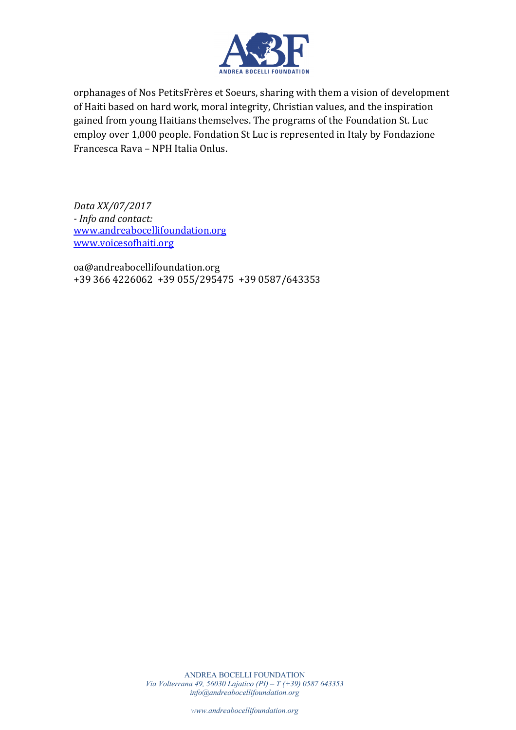orphanages of Nos PetitsFrères et Soeurs, sharing with them a vision of development of Haiti based on hard work, moral integrity, Christian values, and the inspiration gained from young Haitians themselves. The programs of the Foundation St. Luc employ over 1,000 people. Fondation St Luc is represented in Italy by Fondazione Francesca Rava – NPH Italia Onlus.

*Data XX/07/2017*
*- Info and contact:*
[www.andreabocellifoundation.org](http://www.andreabocellifoundation.org)
[www.voicesofhaiti.org](http://www.voicesofhaiti.org)

oa@andreabocellifoundation.org
+39 366 4226062 +39 055/295475 +39 0587/643353